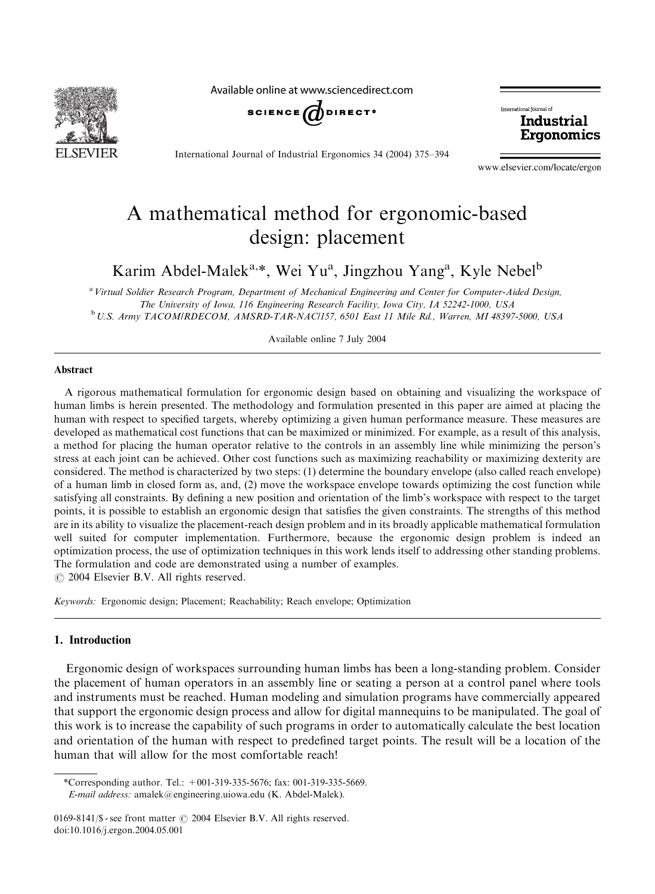# A mathematical method for ergonomic-based design: placement

Karim Abdel-Malek[a,*], Wei Yu[a], Jingzhou Yang[a], Kyle Nebel[b]

[a] *Virtual Soldier Research Program, Department of Mechanical Engineering and Center for Computer-Aided Design, The University of Iowa, 116 Engineering Research Facility, Iowa City, IA 52242-1000, USA*

[b] *U.S. Army TACOM/RDECOM, AMSRD-TAR-NAC/157, 6501 East 11 Mile Rd., Warren, MI 48397-5000, USA*

Available online 7 July 2004

## Abstract

A rigorous mathematical formulation for ergonomic design based on obtaining and visualizing the workspace of human limbs is herein presented. The methodology and formulation presented in this paper are aimed at placing the human with respect to specified targets, whereby optimizing a given human performance measure. These measures are developed as mathematical cost functions that can be maximized or minimized. For example, as a result of this analysis, a method for placing the human operator relative to the controls in an assembly line while minimizing the person's stress at each joint can be achieved. Other cost functions such as maximizing reachability or maximizing dexterity are considered. The method is characterized by two steps: (1) determine the boundary envelope (also called reach envelope) of a human limb in closed form as, and, (2) move the workspace envelope towards optimizing the cost function while satisfying all constraints. By defining a new position and orientation of the limb's workspace with respect to the target points, it is possible to establish an ergonomic design that satisfies the given constraints. The strengths of this method are in its ability to visualize the placement-reach design problem and in its broadly applicable mathematical formulation well suited for computer implementation. Furthermore, because the ergonomic design problem is indeed an optimization process, the use of optimization techniques in this work lends itself to addressing other standing problems. The formulation and code are demonstrated using a number of examples.

© 2004 Elsevier B.V. All rights reserved.

*Keywords:* Ergonomic design; Placement; Reachability; Reach envelope; Optimization

## 1. Introduction

Ergonomic design of workspaces surrounding human limbs has been a long-standing problem. Consider the placement of human operators in an assembly line or seating a person at a control panel where tools and instruments must be reached. Human modeling and simulation programs have commercially appeared that support the ergonomic design process and allow for digital mannequins to be manipulated. The goal of this work is to increase the capability of such programs in order to automatically calculate the best location and orientation of the human with respect to predefined target points. The result will be a location of the human that will allow for the most comfortable reach!

*Corresponding author. Tel.: +001-319-335-5676; fax: 001-319-335-5669.
*E-mail address:* amalek@engineering.uiowa.edu (K. Abdel-Malek).

0169-8141/$ - see front matter © 2004 Elsevier B.V. All rights reserved.
doi:10.1016/j.ergon.2004.05.001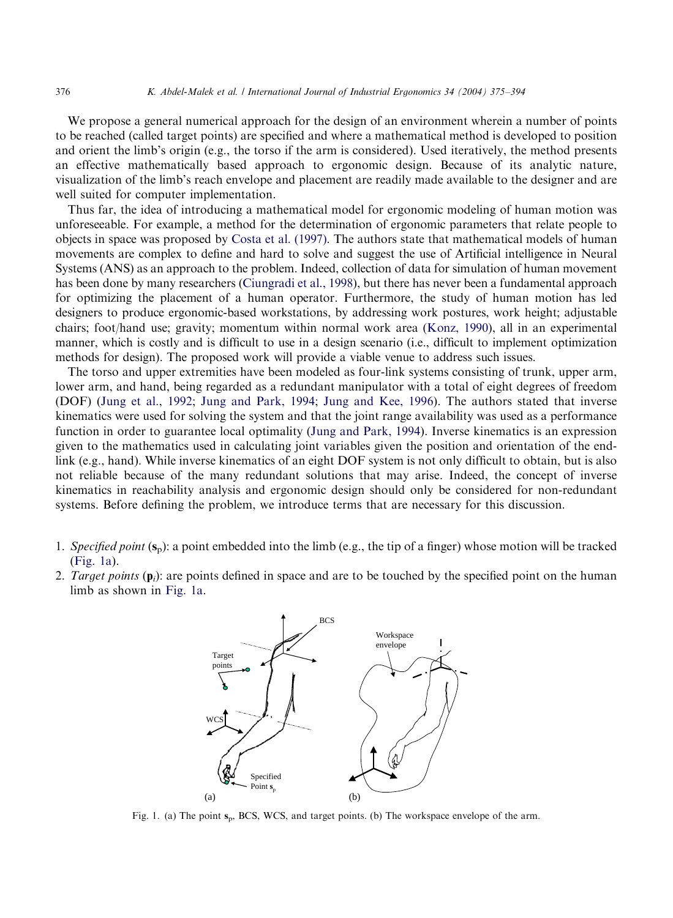We propose a general numerical approach for the design of an environment wherein a number of points to be reached (called target points) are specified and where a mathematical method is developed to position and orient the limb's origin (e.g., the torso if the arm is considered). Used iteratively, the method presents an effective mathematically based approach to ergonomic design. Because of its analytic nature, visualization of the limb's reach envelope and placement are readily made available to the designer and are well suited for computer implementation.

Thus far, the idea of introducing a mathematical model for ergonomic modeling of human motion was unforeseeable. For example, a method for the determination of ergonomic parameters that relate people to objects in space was proposed by Costa et al. (1997). The authors state that mathematical models of human movements are complex to define and hard to solve and suggest the use of Artificial intelligence in Neural Systems (ANS) as an approach to the problem. Indeed, collection of data for simulation of human movement has been done by many researchers (Ciungradi et al., 1998), but there has never been a fundamental approach for optimizing the placement of a human operator. Furthermore, the study of human motion has led designers to produce ergonomic-based workstations, by addressing work postures, work height; adjustable chairs; foot/hand use; gravity; momentum within normal work area (Konz, 1990), all in an experimental manner, which is costly and is difficult to use in a design scenario (i.e., difficult to implement optimization methods for design). The proposed work will provide a viable venue to address such issues.

The torso and upper extremities have been modeled as four-link systems consisting of trunk, upper arm, lower arm, and hand, being regarded as a redundant manipulator with a total of eight degrees of freedom (DOF) (Jung et al., 1992; Jung and Park, 1994; Jung and Kee, 1996). The authors stated that inverse kinematics were used for solving the system and that the joint range availability was used as a performance function in order to guarantee local optimality (Jung and Park, 1994). Inverse kinematics is an expression given to the mathematics used in calculating joint variables given the position and orientation of the end-link (e.g., hand). While inverse kinematics of an eight DOF system is not only difficult to obtain, but is also not reliable because of the many redundant solutions that may arise. Indeed, the concept of inverse kinematics in reachability analysis and ergonomic design should only be considered for non-redundant systems. Before defining the problem, we introduce terms that are necessary for this discussion.

1. *Specified point* ($\mathbf{s}_p$): a point embedded into the limb (e.g., the tip of a finger) whose motion will be tracked (Fig. 1a).
2. *Target points* ($\mathbf{p}_i$): are points defined in space and are to be touched by the specified point on the human limb as shown in Fig. 1a.

BCS

Target points

WCS

Specified Point $\mathbf{s}_p$

(a)

Workspace envelope

(b)

Fig. 1. (a) The point $\mathbf{s}_p$, BCS, WCS, and target points. (b) The workspace envelope of the arm.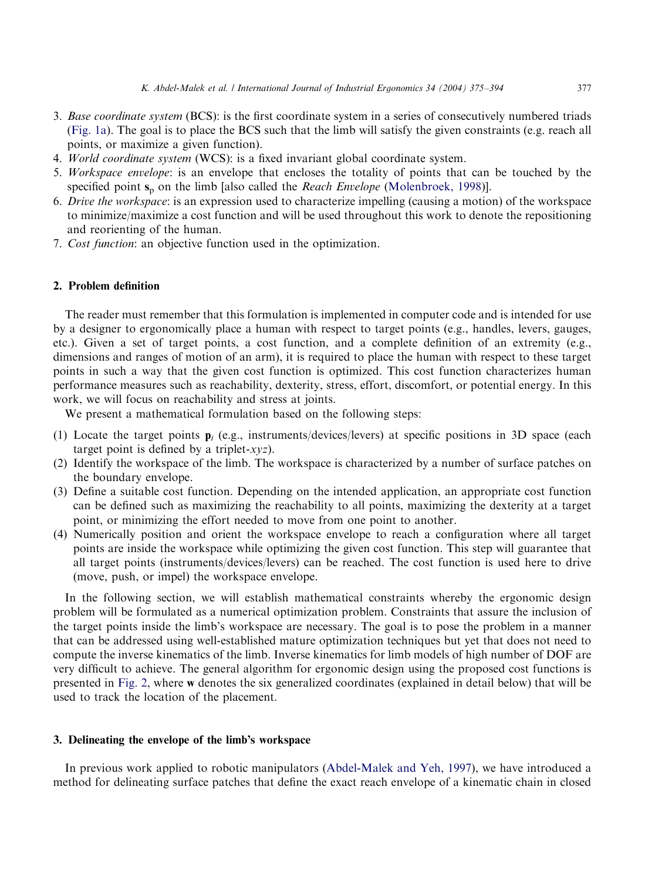3. *Base coordinate system* (BCS): is the first coordinate system in a series of consecutively numbered triads (Fig. 1a). The goal is to place the BCS such that the limb will satisfy the given constraints (e.g. reach all points, or maximize a given function).
4. *World coordinate system* (WCS): is a fixed invariant global coordinate system.
5. *Workspace envelope*: is an envelope that encloses the totality of points that can be touched by the specified point $\mathbf{s}_p$ on the limb [also called the *Reach Envelope* (Molenbroek, 1998)].
6. *Drive the workspace*: is an expression used to characterize impelling (causing a motion) of the workspace to minimize/maximize a cost function and will be used throughout this work to denote the repositioning and reorienting of the human.
7. *Cost function*: an objective function used in the optimization.

## 2. Problem definition

The reader must remember that this formulation is implemented in computer code and is intended for use by a designer to ergonomically place a human with respect to target points (e.g., handles, levers, gauges, etc.). Given a set of target points, a cost function, and a complete definition of an extremity (e.g., dimensions and ranges of motion of an arm), it is required to place the human with respect to these target points in such a way that the given cost function is optimized. This cost function characterizes human performance measures such as reachability, dexterity, stress, effort, discomfort, or potential energy. In this work, we will focus on reachability and stress at joints.

We present a mathematical formulation based on the following steps:

(1) Locate the target points $\mathbf{p}_i$ (e.g., instruments/devices/levers) at specific positions in 3D space (each target point is defined by a triplet-*xyz*).
(2) Identify the workspace of the limb. The workspace is characterized by a number of surface patches on the boundary envelope.
(3) Define a suitable cost function. Depending on the intended application, an appropriate cost function can be defined such as maximizing the reachability to all points, maximizing the dexterity at a target point, or minimizing the effort needed to move from one point to another.
(4) Numerically position and orient the workspace envelope to reach a configuration where all target points are inside the workspace while optimizing the given cost function. This step will guarantee that all target points (instruments/devices/levers) can be reached. The cost function is used here to drive (move, push, or impel) the workspace envelope.

In the following section, we will establish mathematical constraints whereby the ergonomic design problem will be formulated as a numerical optimization problem. Constraints that assure the inclusion of the target points inside the limb's workspace are necessary. The goal is to pose the problem in a manner that can be addressed using well-established mature optimization techniques but yet that does not need to compute the inverse kinematics of the limb. Inverse kinematics for limb models of high number of DOF are very difficult to achieve. The general algorithm for ergonomic design using the proposed cost functions is presented in Fig. 2, where $\mathbf{w}$ denotes the six generalized coordinates (explained in detail below) that will be used to track the location of the placement.

## 3. Delineating the envelope of the limb's workspace

In previous work applied to robotic manipulators (Abdel-Malek and Yeh, 1997), we have introduced a method for delineating surface patches that define the exact reach envelope of a kinematic chain in closed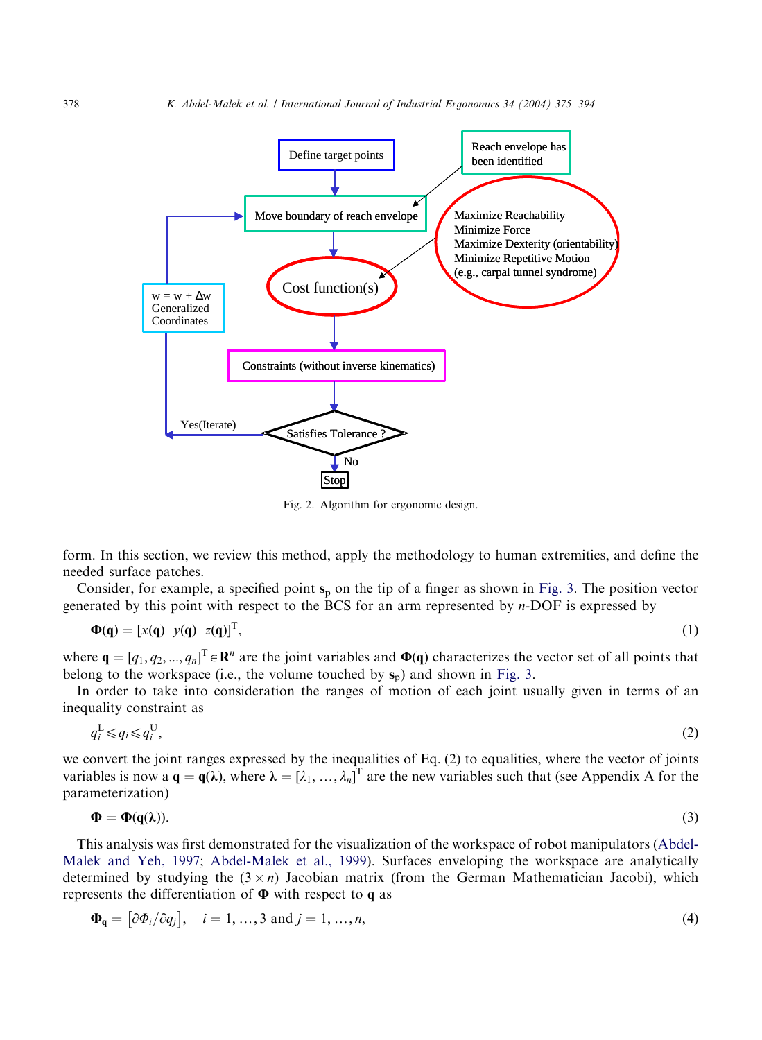Fig. 2. Algorithm for ergonomic design.

form. In this section, we review this method, apply the methodology to human extremities, and define the needed surface patches.

Consider, for example, a specified point $\mathbf{s}_p$ on the tip of a finger as shown in Fig. 3. The position vector generated by this point with respect to the BCS for an arm represented by $n$-DOF is expressed by

$$\mathbf{\Phi}(\mathbf{q}) = [x(\mathbf{q}) \quad y(\mathbf{q}) \quad z(\mathbf{q})]^{\mathrm{T}}, \tag{1}$$

where $\mathbf{q} = [q_1, q_2, ..., q_n]^{\mathrm{T}} \in \mathbf{R}^n$ are the joint variables and $\mathbf{\Phi}(\mathbf{q})$ characterizes the vector set of all points that belong to the workspace (i.e., the volume touched by $\mathbf{s}_p$) and shown in Fig. 3.

In order to take into consideration the ranges of motion of each joint usually given in terms of an inequality constraint as

$$q_i^{\mathrm{L}} \leqslant q_i \leqslant q_i^{\mathrm{U}}, \tag{2}$$

we convert the joint ranges expressed by the inequalities of Eq. (2) to equalities, where the vector of joints variables is now a $\mathbf{q} = \mathbf{q}(\boldsymbol{\lambda})$, where $\boldsymbol{\lambda} = [\lambda_1, \ldots, \lambda_n]^{\mathrm{T}}$ are the new variables such that (see Appendix A for the parameterization)

$$\mathbf{\Phi} = \mathbf{\Phi}(\mathbf{q}(\boldsymbol{\lambda})). \tag{3}$$

This analysis was first demonstrated for the visualization of the workspace of robot manipulators (Abdel-Malek and Yeh, 1997; Abdel-Malek et al., 1999). Surfaces enveloping the workspace are analytically determined by studying the $(3 \times n)$ Jacobian matrix (from the German Mathematician Jacobi), which represents the differentiation of $\mathbf{\Phi}$ with respect to $\mathbf{q}$ as

$$\mathbf{\Phi}_{\mathbf{q}} = \left[\partial \Phi_i / \partial q_j\right], \quad i = 1, \ldots, 3 \text{ and } j = 1, \ldots, n, \tag{4}$$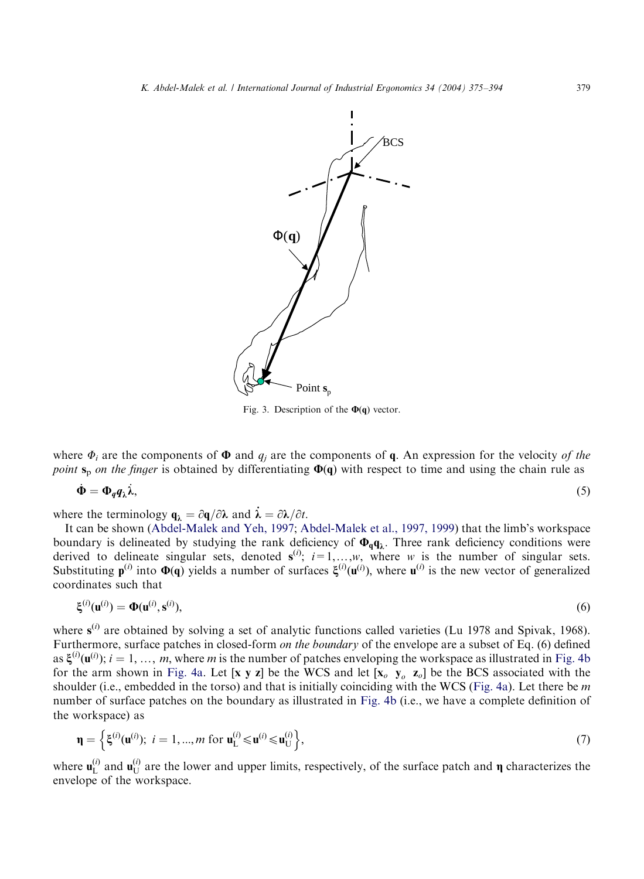Fig. 3. Description of the $\mathbf{\Phi(q)}$ vector.

where $\Phi_i$ are the components of $\mathbf{\Phi}$ and $q_j$ are the components of $\mathbf{q}$. An expression for the velocity *of the point* $\mathbf{s}_p$ *on the finger* is obtained by differentiating $\mathbf{\Phi(q)}$ with respect to time and using the chain rule as

$$\dot{\mathbf{\Phi}} = \mathbf{\Phi}_q \mathbf{q}_\lambda \dot{\boldsymbol{\lambda}}, \tag{5}$$

where the terminology $\mathbf{q}_\lambda = \partial \mathbf{q}/\partial \boldsymbol{\lambda}$ and $\dot{\boldsymbol{\lambda}} = \partial \boldsymbol{\lambda}/\partial t$.

It can be shown (Abdel-Malek and Yeh, 1997; Abdel-Malek et al., 1997, 1999) that the limb's workspace boundary is delineated by studying the rank deficiency of $\mathbf{\Phi_q q_\lambda}$. Three rank deficiency conditions were derived to delineate singular sets, denoted $\mathbf{s}^{(i)}$; $i=1,\ldots,w$, where $w$ is the number of singular sets. Substituting $\mathbf{p}^{(i)}$ into $\mathbf{\Phi(q)}$ yields a number of surfaces $\boldsymbol{\xi}^{(i)}(\mathbf{u}^{(i)})$, where $\mathbf{u}^{(i)}$ is the new vector of generalized coordinates such that

$$\boldsymbol{\xi}^{(i)}(\mathbf{u}^{(i)}) = \mathbf{\Phi}(\mathbf{u}^{(i)}, \mathbf{s}^{(i)}), \tag{6}$$

where $\mathbf{s}^{(i)}$ are obtained by solving a set of analytic functions called varieties (Lu 1978 and Spivak, 1968). Furthermore, surface patches in closed-form *on the boundary* of the envelope are a subset of Eq. (6) defined as $\boldsymbol{\xi}^{(i)}(\mathbf{u}^{(i)})$; $i = 1, \ldots, m$, where $m$ is the number of patches enveloping the workspace as illustrated in Fig. 4b for the arm shown in Fig. 4a. Let [**x y z**] be the WCS and let [$\mathbf{x}_o$ $\mathbf{y}_o$ $\mathbf{z}_o$] be the BCS associated with the shoulder (i.e., embedded in the torso) and that is initially coinciding with the WCS (Fig. 4a). Let there be $m$ number of surface patches on the boundary as illustrated in Fig. 4b (i.e., we have a complete definition of the workspace) as

$$\boldsymbol{\eta} = \left\{ \boldsymbol{\xi}^{(i)}(\mathbf{u}^{(i)});\ i = 1, \ldots, m \text{ for } \mathbf{u}_{\mathrm{L}}^{(i)} \leqslant \mathbf{u}^{(i)} \leqslant \mathbf{u}_{\mathrm{U}}^{(i)} \right\}, \tag{7}$$

where $\mathbf{u}_{\mathrm{L}}^{(i)}$ and $\mathbf{u}_{\mathrm{U}}^{(i)}$ are the lower and upper limits, respectively, of the surface patch and $\boldsymbol{\eta}$ characterizes the envelope of the workspace.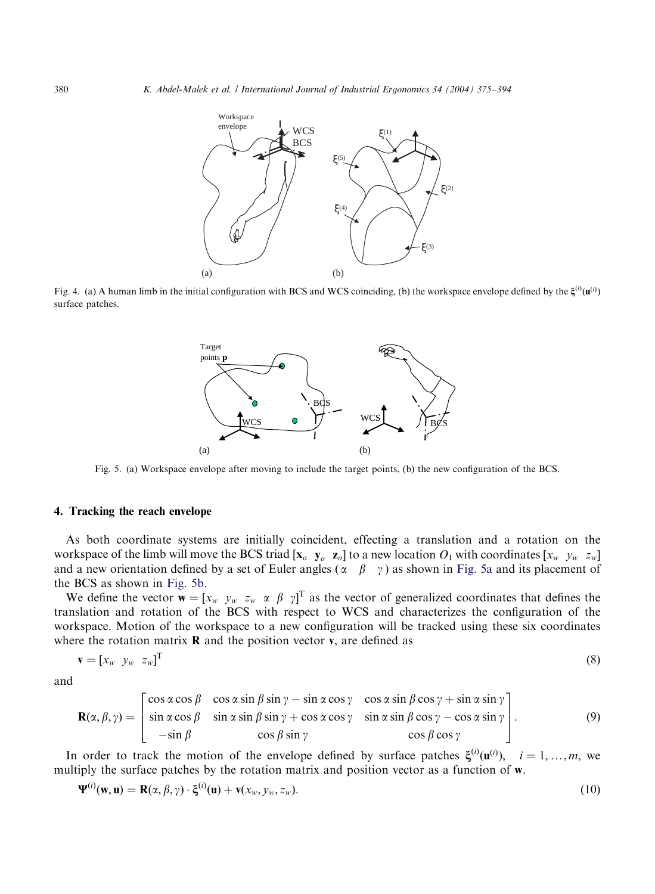Fig. 4. (a) A human limb in the initial configuration with BCS and WCS coinciding, (b) the workspace envelope defined by the $\boldsymbol{\xi}^{(i)}(\mathbf{u}^{(i)})$ surface patches.

Fig. 5. (a) Workspace envelope after moving to include the target points, (b) the new configuration of the BCS.

## 4. Tracking the reach envelope

As both coordinate systems are initially coincident, effecting a translation and a rotation on the workspace of the limb will move the BCS triad $[\mathbf{x}_o \ \ \mathbf{y}_o \ \ \mathbf{z}_o]$ to a new location $O_1$ with coordinates $[x_w \ \ y_w \ \ z_w]$ and a new orientation defined by a set of Euler angles $(\alpha \ \ \beta \ \ \gamma)$ as shown in Fig. 5a and its placement of the BCS as shown in Fig. 5b.

We define the vector $\mathbf{w} = [x_w \ \ y_w \ \ z_w \ \ \alpha \ \ \beta \ \ \gamma]^{\mathrm{T}}$ as the vector of generalized coordinates that defines the translation and rotation of the BCS with respect to WCS and characterizes the configuration of the workspace. Motion of the workspace to a new configuration will be tracked using these six coordinates where the rotation matrix $\mathbf{R}$ and the position vector $\mathbf{v}$, are defined as

$$\mathbf{v} = [x_w \ \ y_w \ \ z_w]^{\mathrm{T}} \tag{8}$$

and

$$\mathbf{R}(\alpha,\beta,\gamma) = \begin{bmatrix} \cos\alpha\cos\beta & \cos\alpha\sin\beta\sin\gamma - \sin\alpha\cos\gamma & \cos\alpha\sin\beta\cos\gamma + \sin\alpha\sin\gamma \\ \sin\alpha\cos\beta & \sin\alpha\sin\beta\sin\gamma + \cos\alpha\cos\gamma & \sin\alpha\sin\beta\cos\gamma - \cos\alpha\sin\gamma \\ -\sin\beta & \cos\beta\sin\gamma & \cos\beta\cos\gamma \end{bmatrix}. \tag{9}$$

In order to track the motion of the envelope defined by surface patches $\boldsymbol{\xi}^{(i)}(\mathbf{u}^{(i)}), \quad i = 1, \ldots, m$, we multiply the surface patches by the rotation matrix and position vector as a function of $\mathbf{w}$.

$$\boldsymbol{\Psi}^{(i)}(\mathbf{w},\mathbf{u}) = \mathbf{R}(\alpha,\beta,\gamma)\cdot\boldsymbol{\xi}^{(i)}(\mathbf{u}) + \mathbf{v}(x_w, y_w, z_w). \tag{10}$$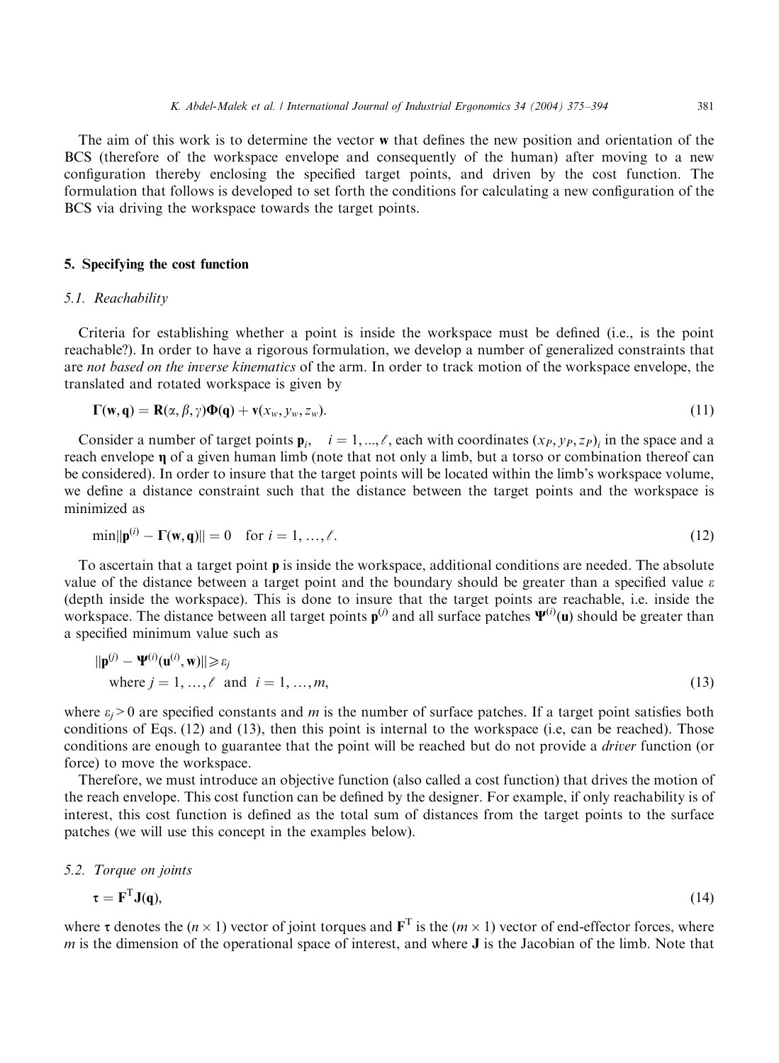The aim of this work is to determine the vector $\mathbf{w}$ that defines the new position and orientation of the BCS (therefore of the workspace envelope and consequently of the human) after moving to a new configuration thereby enclosing the specified target points, and driven by the cost function. The formulation that follows is developed to set forth the conditions for calculating a new configuration of the BCS via driving the workspace towards the target points.

## 5. Specifying the cost function

### 5.1. Reachability

Criteria for establishing whether a point is inside the workspace must be defined (i.e., is the point reachable?). In order to have a rigorous formulation, we develop a number of generalized constraints that are *not based on the inverse kinematics* of the arm. In order to track motion of the workspace envelope, the translated and rotated workspace is given by

$$\mathbf{\Gamma}(\mathbf{w}, \mathbf{q}) = \mathbf{R}(\alpha, \beta, \gamma)\mathbf{\Phi}(\mathbf{q}) + \mathbf{v}(x_w, y_w, z_w). \tag{11}$$

Consider a number of target points $\mathbf{p}_i$, $\quad i = 1, ..., \ell$, each with coordinates $(x_P, y_P, z_P)_i$ in the space and a reach envelope $\boldsymbol{\eta}$ of a given human limb (note that not only a limb, but a torso or combination thereof can be considered). In order to insure that the target points will be located within the limb's workspace volume, we define a distance constraint such that the distance between the target points and the workspace is minimized as

$$\min\|\mathbf{p}^{(i)} - \mathbf{\Gamma}(\mathbf{w}, \mathbf{q})\| = 0 \quad \text{for } i = 1, \ldots, \ell. \tag{12}$$

To ascertain that a target point $\mathbf{p}$ is inside the workspace, additional conditions are needed. The absolute value of the distance between a target point and the boundary should be greater than a specified value $\varepsilon$ (depth inside the workspace). This is done to insure that the target points are reachable, i.e. inside the workspace. The distance between all target points $\mathbf{p}^{(j)}$ and all surface patches $\mathbf{\Psi}^{(i)}(\mathbf{u})$ should be greater than a specified minimum value such as

$$\begin{aligned} &\|\mathbf{p}^{(j)} - \mathbf{\Psi}^{(i)}(\mathbf{u}^{(i)}, \mathbf{w})\| \geqslant \varepsilon_j \\ &\quad \text{where } j = 1, \ldots, \ell \ \text{ and } \ i = 1, \ldots, m, \end{aligned} \tag{13}$$

where $\varepsilon_j > 0$ are specified constants and $m$ is the number of surface patches. If a target point satisfies both conditions of Eqs. (12) and (13), then this point is internal to the workspace (i.e, can be reached). Those conditions are enough to guarantee that the point will be reached but do not provide a *driver* function (or force) to move the workspace.

Therefore, we must introduce an objective function (also called a cost function) that drives the motion of the reach envelope. This cost function can be defined by the designer. For example, if only reachability is of interest, this cost function is defined as the total sum of distances from the target points to the surface patches (we will use this concept in the examples below).

### 5.2. Torque on joints

$$\boldsymbol{\tau} = \mathbf{F}^{\mathrm{T}}\mathbf{J}(\mathbf{q}), \tag{14}$$

where $\boldsymbol{\tau}$ denotes the $(n \times 1)$ vector of joint torques and $\mathbf{F}^{\mathrm{T}}$ is the $(m \times 1)$ vector of end-effector forces, where $m$ is the dimension of the operational space of interest, and where $\mathbf{J}$ is the Jacobian of the limb. Note that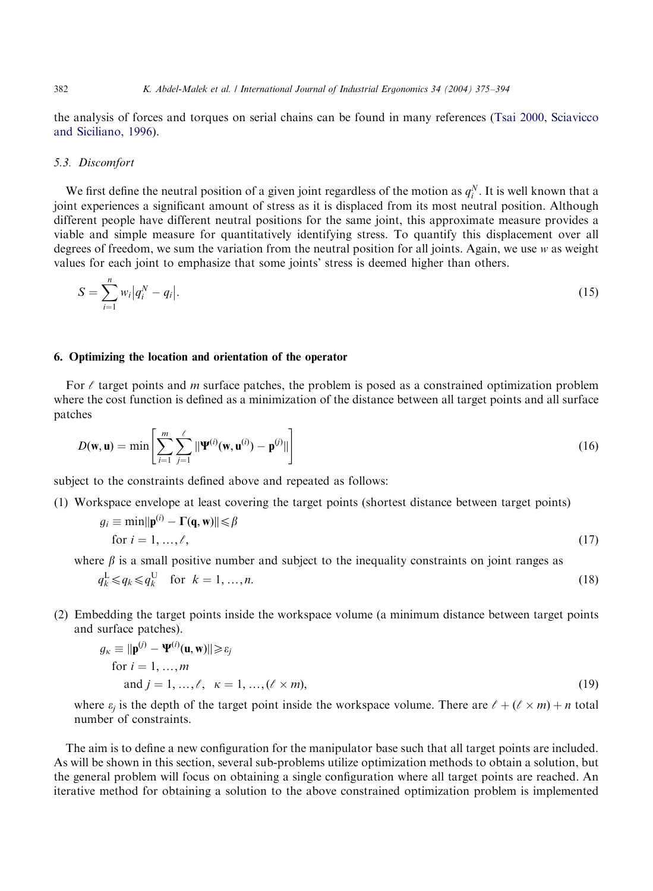the analysis of forces and torques on serial chains can be found in many references (Tsai 2000, Sciavicco and Siciliano, 1996).

### 5.3. Discomfort

We first define the neutral position of a given joint regardless of the motion as $q_i^N$. It is well known that a joint experiences a significant amount of stress as it is displaced from its most neutral position. Although different people have different neutral positions for the same joint, this approximate measure provides a viable and simple measure for quantitatively identifying stress. To quantify this displacement over all degrees of freedom, we sum the variation from the neutral position for all joints. Again, we use $w$ as weight values for each joint to emphasize that some joints' stress is deemed higher than others.

$$S = \sum_{i=1}^{n} w_i \left| q_i^N - q_i \right|. \tag{15}$$

## 6. Optimizing the location and orientation of the operator

For $\ell$ target points and $m$ surface patches, the problem is posed as a constrained optimization problem where the cost function is defined as a minimization of the distance between all target points and all surface patches

$$D(\mathbf{w}, \mathbf{u}) = \min \left[ \sum_{i=1}^{m} \sum_{j=1}^{\ell} \left\| \mathbf{\Psi}^{(i)}(\mathbf{w}, \mathbf{u}^{(i)}) - \mathbf{p}^{(j)} \right\| \right] \tag{16}$$

subject to the constraints defined above and repeated as follows:

(1) Workspace envelope at least covering the target points (shortest distance between target points)

$$g_i \equiv \min \left\| \mathbf{p}^{(i)} - \mathbf{\Gamma}(\mathbf{q}, \mathbf{w}) \right\| \leqslant \beta \quad \text{for } i = 1, \ldots, \ell, \tag{17}$$

where $\beta$ is a small positive number and subject to the inequality constraints on joint ranges as

$$q_k^{\mathrm{L}} \leqslant q_k \leqslant q_k^{\mathrm{U}} \quad \text{for } k = 1, \ldots, n. \tag{18}$$

(2) Embedding the target points inside the workspace volume (a minimum distance between target points and surface patches).

$$g_\kappa \equiv \left\| \mathbf{p}^{(j)} - \mathbf{\Psi}^{(i)}(\mathbf{u}, \mathbf{w}) \right\| \geqslant \varepsilon_j \quad \text{for } i = 1, \ldots, m \text{ and } j = 1, \ldots, \ell, \quad \kappa = 1, \ldots, (\ell \times m), \tag{19}$$

where $\varepsilon_j$ is the depth of the target point inside the workspace volume. There are $\ell + (\ell \times m) + n$ total number of constraints.

The aim is to define a new configuration for the manipulator base such that all target points are included. As will be shown in this section, several sub-problems utilize optimization methods to obtain a solution, but the general problem will focus on obtaining a single configuration where all target points are reached. An iterative method for obtaining a solution to the above constrained optimization problem is implemented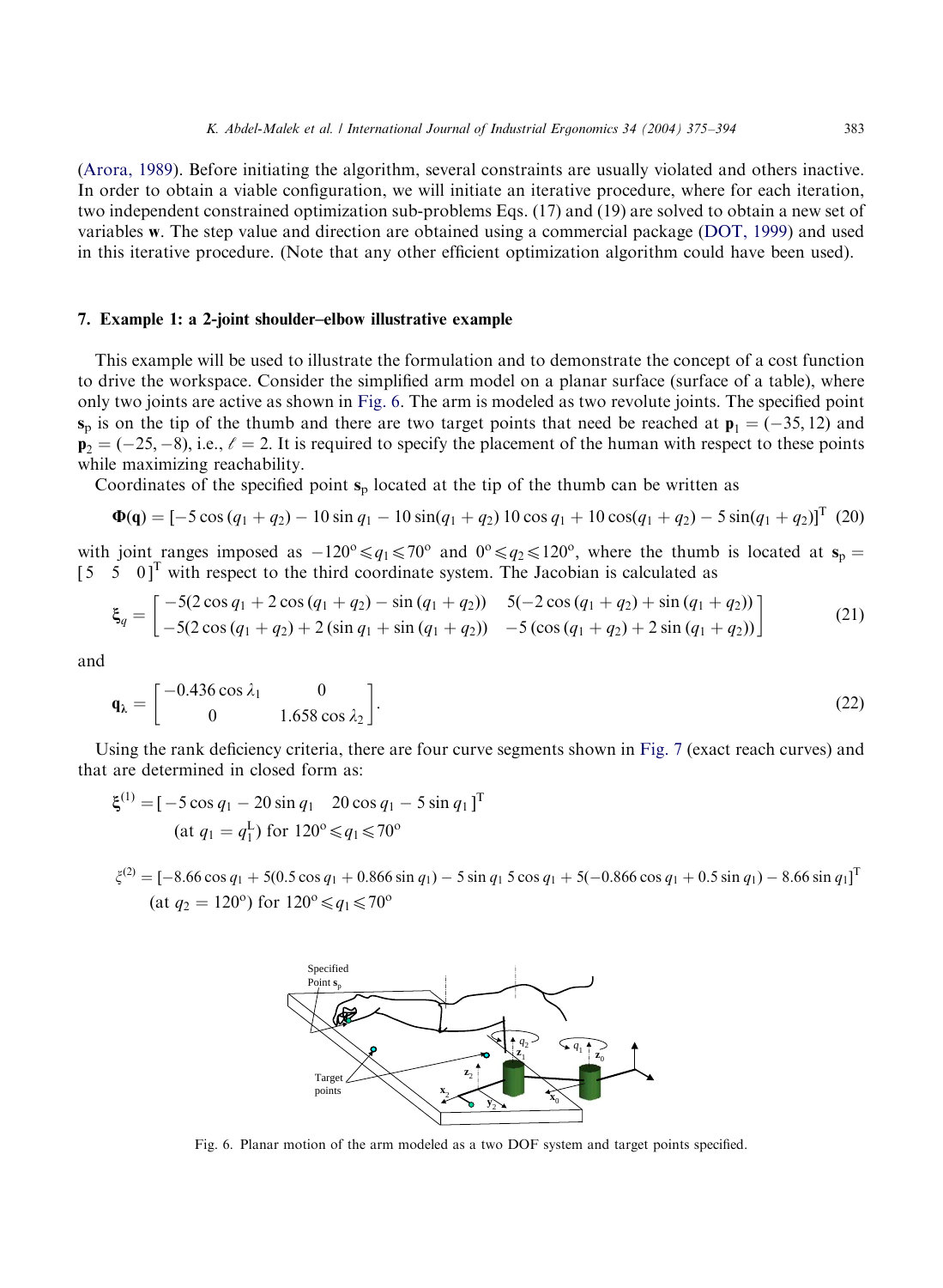(Arora, 1989). Before initiating the algorithm, several constraints are usually violated and others inactive. In order to obtain a viable configuration, we will initiate an iterative procedure, where for each iteration, two independent constrained optimization sub-problems Eqs. (17) and (19) are solved to obtain a new set of variables **w**. The step value and direction are obtained using a commercial package (DOT, 1999) and used in this iterative procedure. (Note that any other efficient optimization algorithm could have been used).

## 7. Example 1: a 2-joint shoulder–elbow illustrative example

This example will be used to illustrate the formulation and to demonstrate the concept of a cost function to drive the workspace. Consider the simplified arm model on a planar surface (surface of a table), where only two joints are active as shown in Fig. 6. The arm is modeled as two revolute joints. The specified point $\mathbf{s}_p$ is on the tip of the thumb and there are two target points that need be reached at $\mathbf{p}_1 = (-35, 12)$ and $\mathbf{p}_2 = (-25, -8)$, i.e., $\ell = 2$. It is required to specify the placement of the human with respect to these points while maximizing reachability.

Coordinates of the specified point $\mathbf{s}_p$ located at the tip of the thumb can be written as

$$\mathbf{\Phi}(\mathbf{q}) = [-5\cos(q_1+q_2) - 10\sin q_1 - 10\sin(q_1+q_2) \;\; 10\cos q_1 + 10\cos(q_1+q_2) - 5\sin(q_1+q_2)]^{\mathrm{T}} \quad (20)$$

with joint ranges imposed as $-120^{\circ} \leqslant q_1 \leqslant 70^{\circ}$ and $0^{\circ} \leqslant q_2 \leqslant 120^{\circ}$, where the thumb is located at $\mathbf{s}_p = [5 \;\; 5 \;\; 0]^{\mathrm{T}}$ with respect to the third coordinate system. The Jacobian is calculated as

$$\boldsymbol{\xi}_q = \begin{bmatrix} -5(2\cos q_1 + 2\cos(q_1+q_2) - \sin(q_1+q_2)) & 5(-2\cos(q_1+q_2) + \sin(q_1+q_2)) \\ -5(2\cos(q_1+q_2) + 2(\sin q_1 + \sin(q_1+q_2)) & -5(\cos(q_1+q_2) + 2\sin(q_1+q_2)) \end{bmatrix} \quad (21)$$

and

$$\mathbf{q}_{\boldsymbol{\lambda}} = \begin{bmatrix} -0.436\cos\lambda_1 & 0 \\ 0 & 1.658\cos\lambda_2 \end{bmatrix}. \quad (22)$$

Using the rank deficiency criteria, there are four curve segments shown in Fig. 7 (exact reach curves) and that are determined in closed form as:

$$\boldsymbol{\xi}^{(1)} = [-5\cos q_1 - 20\sin q_1 \quad 20\cos q_1 - 5\sin q_1]^{\mathrm{T}}$$
$$(\text{at } q_1 = q_1^{\mathrm{L}}) \text{ for } 120^{\circ} \leqslant q_1 \leqslant 70^{\circ}$$

$$\xi^{(2)} = [-8.66\cos q_1 + 5(0.5\cos q_1 + 0.866\sin q_1) - 5\sin q_1 \;\; 5\cos q_1 + 5(-0.866\cos q_1 + 0.5\sin q_1) - 8.66\sin q_1]^{\mathrm{T}}$$
$$(\text{at } q_2 = 120^{\circ}) \text{ for } 120^{\circ} \leqslant q_1 \leqslant 70^{\circ}$$

Fig. 6. Planar motion of the arm modeled as a two DOF system and target points specified.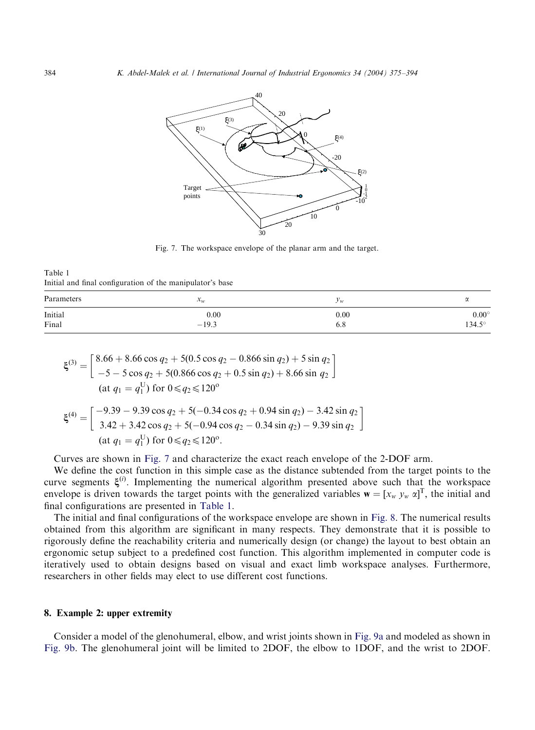Fig. 7. The workspace envelope of the planar arm and the target.

Table 1
Initial and final configuration of the manipulator's base

| Parameters | $x_w$ | $y_w$ | $\alpha$ |
|---|---|---|---|
| Initial | 0.00 | 0.00 | 0.00° |
| Final | −19.3 | 6.8 | 134.5° |

$$\xi^{(3)} = \begin{bmatrix} 8.66 + 8.66\cos q_2 + 5(0.5\cos q_2 - 0.866\sin q_2) + 5\sin q_2 \\ -5 - 5\cos q_2 + 5(0.866\cos q_2 + 0.5\sin q_2) + 8.66\sin q_2 \end{bmatrix}$$
$$(\text{at } q_1 = q_1^{\mathrm{U}}) \text{ for } 0 \leqslant q_2 \leqslant 120^{\circ}$$

$$\xi^{(4)} = \begin{bmatrix} -9.39 - 9.39\cos q_2 + 5(-0.34\cos q_2 + 0.94\sin q_2) - 3.42\sin q_2 \\ 3.42 + 3.42\cos q_2 + 5(-0.94\cos q_2 - 0.34\sin q_2) - 9.39\sin q_2 \end{bmatrix}$$
$$(\text{at } q_1 = q_1^{\mathrm{U}}) \text{ for } 0 \leqslant q_2 \leqslant 120^{\circ}.$$

Curves are shown in Fig. 7 and characterize the exact reach envelope of the 2-DOF arm.

We define the cost function in this simple case as the distance subtended from the target points to the curve segments $\xi^{(i)}$. Implementing the numerical algorithm presented above such that the workspace envelope is driven towards the target points with the generalized variables $\mathbf{w} = [x_w \; y_w \; \alpha]^{\mathrm{T}}$, the initial and final configurations are presented in Table 1.

The initial and final configurations of the workspace envelope are shown in Fig. 8. The numerical results obtained from this algorithm are significant in many respects. They demonstrate that it is possible to rigorously define the reachability criteria and numerically design (or change) the layout to best obtain an ergonomic setup subject to a predefined cost function. This algorithm implemented in computer code is iteratively used to obtain designs based on visual and exact limb workspace analyses. Furthermore, researchers in other fields may elect to use different cost functions.

## 8. Example 2: upper extremity

Consider a model of the glenohumeral, elbow, and wrist joints shown in Fig. 9a and modeled as shown in Fig. 9b. The glenohumeral joint will be limited to 2DOF, the elbow to 1DOF, and the wrist to 2DOF.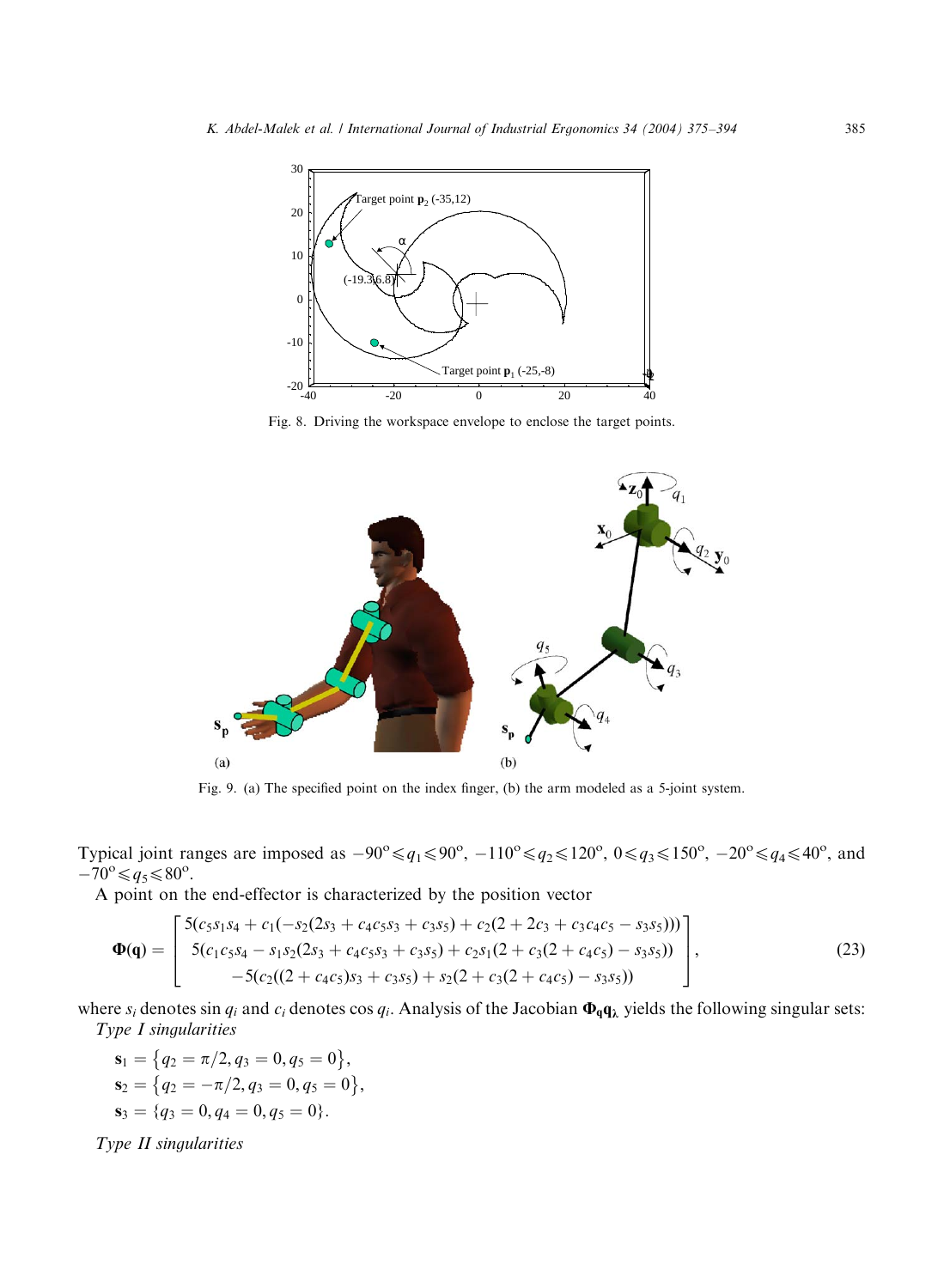Fig. 8. Driving the workspace envelope to enclose the target points.

Fig. 9. (a) The specified point on the index finger, (b) the arm modeled as a 5-joint system.

Typical joint ranges are imposed as $-90^{\circ} \leqslant q_1 \leqslant 90^{\circ}$, $-110^{\circ} \leqslant q_2 \leqslant 120^{\circ}$, $0 \leqslant q_3 \leqslant 150^{\circ}$, $-20^{\circ} \leqslant q_4 \leqslant 40^{\circ}$, and $-70^{\circ} \leqslant q_5 \leqslant 80^{\circ}$.

A point on the end-effector is characterized by the position vector

$$\mathbf{\Phi}(\mathbf{q}) = \begin{bmatrix} 5(c_5 s_1 s_4 + c_1(-s_2(2s_3 + c_4 c_5 s_3 + c_3 s_5) + c_2(2 + 2c_3 + c_3 c_4 c_5 - s_3 s_5))) \\ 5(c_1 c_5 s_4 - s_1 s_2(2s_3 + c_4 c_5 s_3 + c_3 s_5) + c_2 s_1(2 + c_3(2 + c_4 c_5) - s_3 s_5)) \\ -5(c_2((2 + c_4 c_5)s_3 + c_3 s_5) + s_2(2 + c_3(2 + c_4 c_5) - s_3 s_5)) \end{bmatrix}, \tag{23}$$

where $s_i$ denotes $\sin q_i$ and $c_i$ denotes $\cos q_i$. Analysis of the Jacobian $\mathbf{\Phi}_{\mathbf{q}} \mathbf{q}_{\lambda}$ yields the following singular sets:

*Type I singularities*

$$\mathbf{s}_1 = \{q_2 = \pi/2, q_3 = 0, q_5 = 0\},$$
$$\mathbf{s}_2 = \{q_2 = -\pi/2, q_3 = 0, q_5 = 0\},$$
$$\mathbf{s}_3 = \{q_3 = 0, q_4 = 0, q_5 = 0\}.$$

*Type II singularities*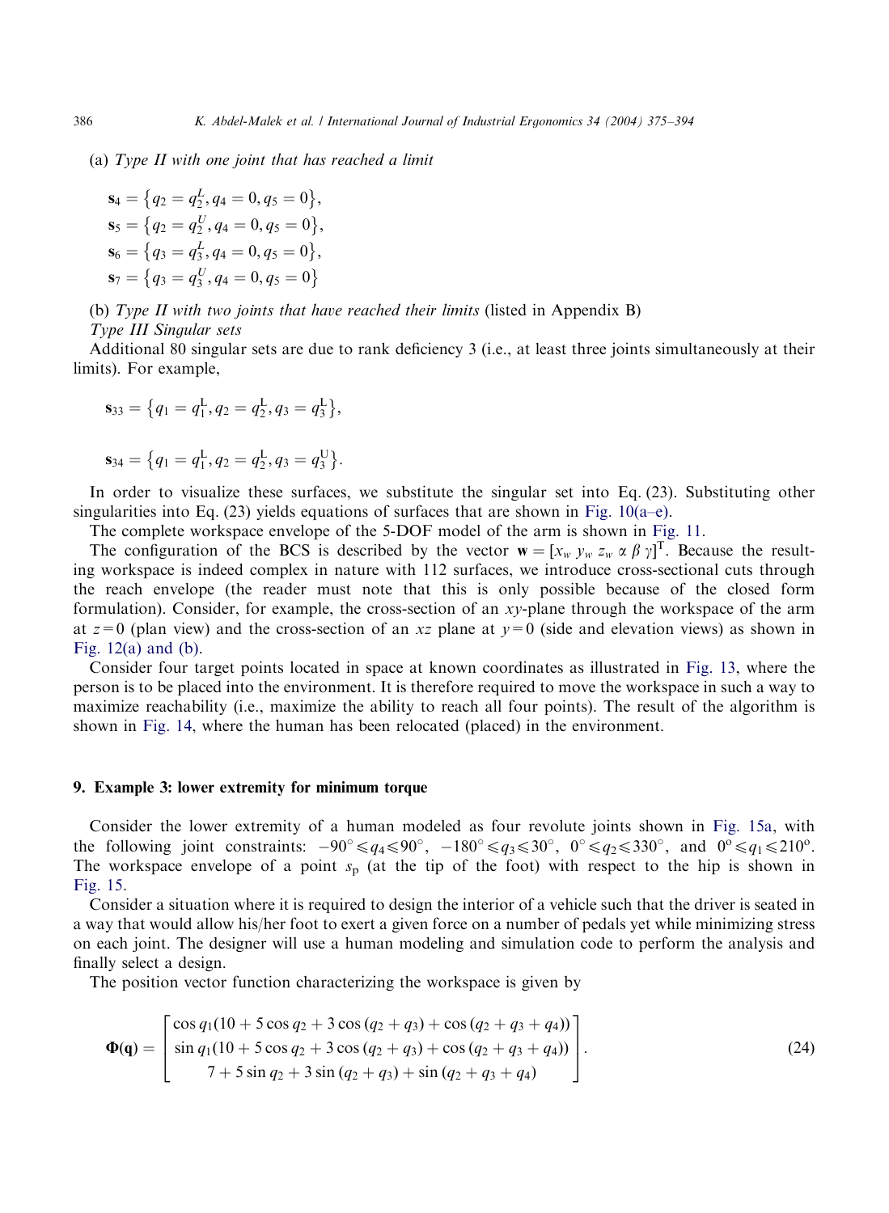(a) *Type II with one joint that has reached a limit*

$$\mathbf{s}_4 = \{q_2 = q_2^L, q_4 = 0, q_5 = 0\},$$
$$\mathbf{s}_5 = \{q_2 = q_2^U, q_4 = 0, q_5 = 0\},$$
$$\mathbf{s}_6 = \{q_3 = q_3^L, q_4 = 0, q_5 = 0\},$$
$$\mathbf{s}_7 = \{q_3 = q_3^U, q_4 = 0, q_5 = 0\}$$

(b) *Type II with two joints that have reached their limits* (listed in Appendix B)

*Type III Singular sets*

Additional 80 singular sets are due to rank deficiency 3 (i.e., at least three joints simultaneously at their limits). For example,

$$\mathbf{s}_{33} = \{q_1 = q_1^{\mathrm{L}}, q_2 = q_2^{\mathrm{L}}, q_3 = q_3^{\mathrm{L}}\},$$

$$\mathbf{s}_{34} = \{q_1 = q_1^{\mathrm{L}}, q_2 = q_2^{\mathrm{L}}, q_3 = q_3^{\mathrm{U}}\}.$$

In order to visualize these surfaces, we substitute the singular set into Eq. (23). Substituting other singularities into Eq. (23) yields equations of surfaces that are shown in Fig. 10(a–e).

The complete workspace envelope of the 5-DOF model of the arm is shown in Fig. 11.

The configuration of the BCS is described by the vector $\mathbf{w} = [x_w\ y_w\ z_w\ \alpha\ \beta\ \gamma]^{\mathrm{T}}$. Because the resulting workspace is indeed complex in nature with 112 surfaces, we introduce cross-sectional cuts through the reach envelope (the reader must note that this is only possible because of the closed form formulation). Consider, for example, the cross-section of an $xy$-plane through the workspace of the arm at $z = 0$ (plan view) and the cross-section of an $xz$ plane at $y = 0$ (side and elevation views) as shown in Fig. 12(a) and (b).

Consider four target points located in space at known coordinates as illustrated in Fig. 13, where the person is to be placed into the environment. It is therefore required to move the workspace in such a way to maximize reachability (i.e., maximize the ability to reach all four points). The result of the algorithm is shown in Fig. 14, where the human has been relocated (placed) in the environment.

## 9. Example 3: lower extremity for minimum torque

Consider the lower extremity of a human modeled as four revolute joints shown in Fig. 15a, with the following joint constraints: $-90^\circ \leqslant q_4 \leqslant 90^\circ$, $-180^\circ \leqslant q_3 \leqslant 30^\circ$, $0^\circ \leqslant q_2 \leqslant 330^\circ$, and $0^\mathrm{o} \leqslant q_1 \leqslant 210^\mathrm{o}$. The workspace envelope of a point $s_\mathrm{p}$ (at the tip of the foot) with respect to the hip is shown in Fig. 15.

Consider a situation where it is required to design the interior of a vehicle such that the driver is seated in a way that would allow his/her foot to exert a given force on a number of pedals yet while minimizing stress on each joint. The designer will use a human modeling and simulation code to perform the analysis and finally select a design.

The position vector function characterizing the workspace is given by

$$\mathbf{\Phi}(\mathbf{q}) = \begin{bmatrix} \cos q_1(10 + 5\cos q_2 + 3\cos(q_2 + q_3) + \cos(q_2 + q_3 + q_4)) \\ \sin q_1(10 + 5\cos q_2 + 3\cos(q_2 + q_3) + \cos(q_2 + q_3 + q_4)) \\ 7 + 5\sin q_2 + 3\sin(q_2 + q_3) + \sin(q_2 + q_3 + q_4) \end{bmatrix}. \tag{24}$$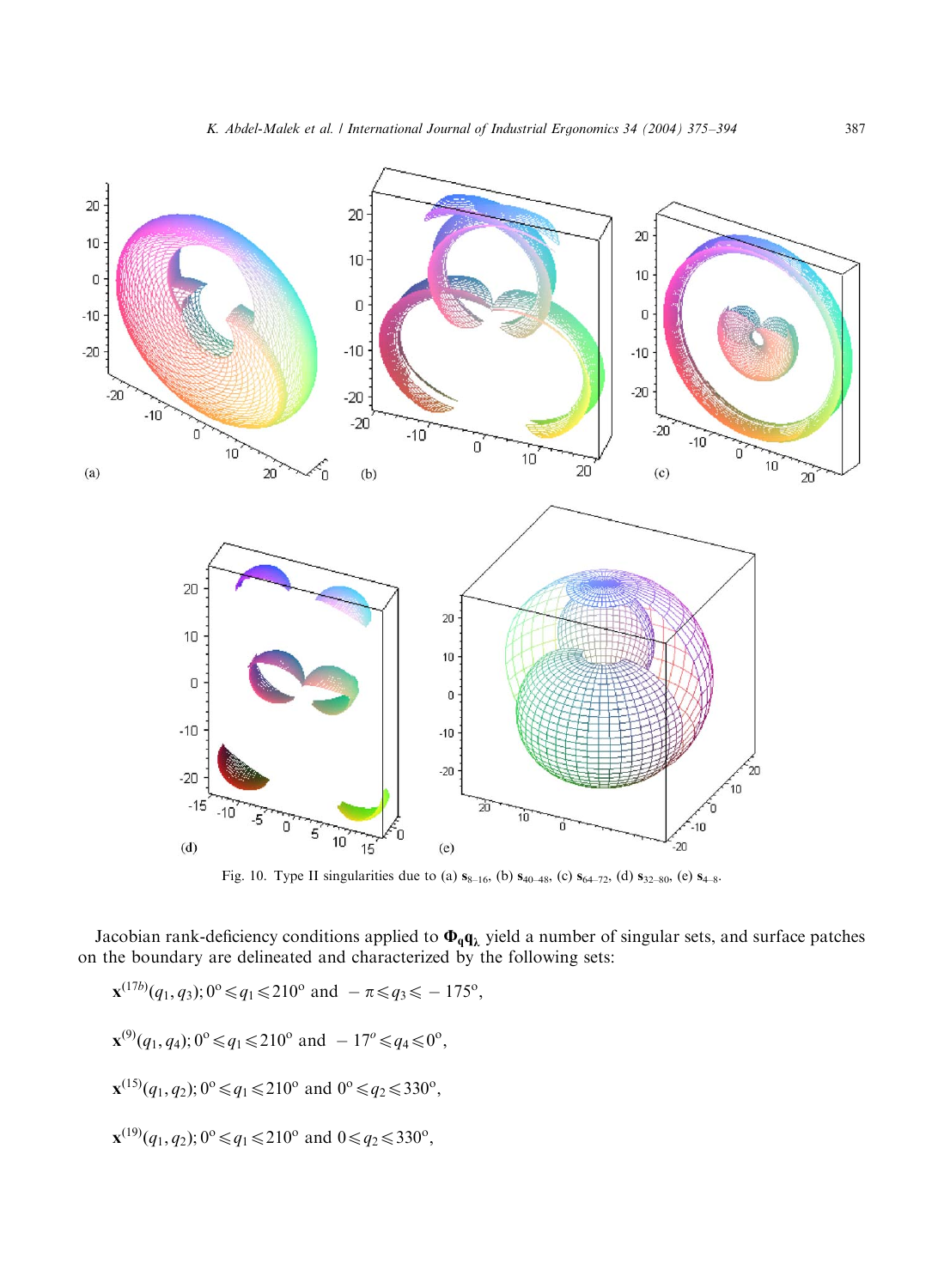Fig. 10. Type II singularities due to (a) $\mathbf{s}_{8\text{–}16}$, (b) $\mathbf{s}_{40\text{–}48}$, (c) $\mathbf{s}_{64\text{–}72}$, (d) $\mathbf{s}_{32\text{–}80}$, (e) $\mathbf{s}_{4\text{–}8}$.

Jacobian rank-deficiency conditions applied to $\mathbf{\Phi}_{\mathbf{q}}\mathbf{q}_{\lambda}$ yield a number of singular sets, and surface patches on the boundary are delineated and characterized by the following sets:

$$\mathbf{x}^{(17b)}(q_1, q_3);\, 0^{\text{o}} \leqslant q_1 \leqslant 210^{\text{o}} \text{ and } -\pi \leqslant q_3 \leqslant -175^{\text{o}},$$

$$\mathbf{x}^{(9)}(q_1, q_4);\, 0^{\text{o}} \leqslant q_1 \leqslant 210^{\text{o}} \text{ and } -17^{o} \leqslant q_4 \leqslant 0^{\text{o}},$$

$$\mathbf{x}^{(15)}(q_1, q_2);\, 0^{\text{o}} \leqslant q_1 \leqslant 210^{\text{o}} \text{ and } 0^{\text{o}} \leqslant q_2 \leqslant 330^{\text{o}},$$

$$\mathbf{x}^{(19)}(q_1, q_2);\, 0^{\text{o}} \leqslant q_1 \leqslant 210^{\text{o}} \text{ and } 0 \leqslant q_2 \leqslant 330^{\text{o}},$$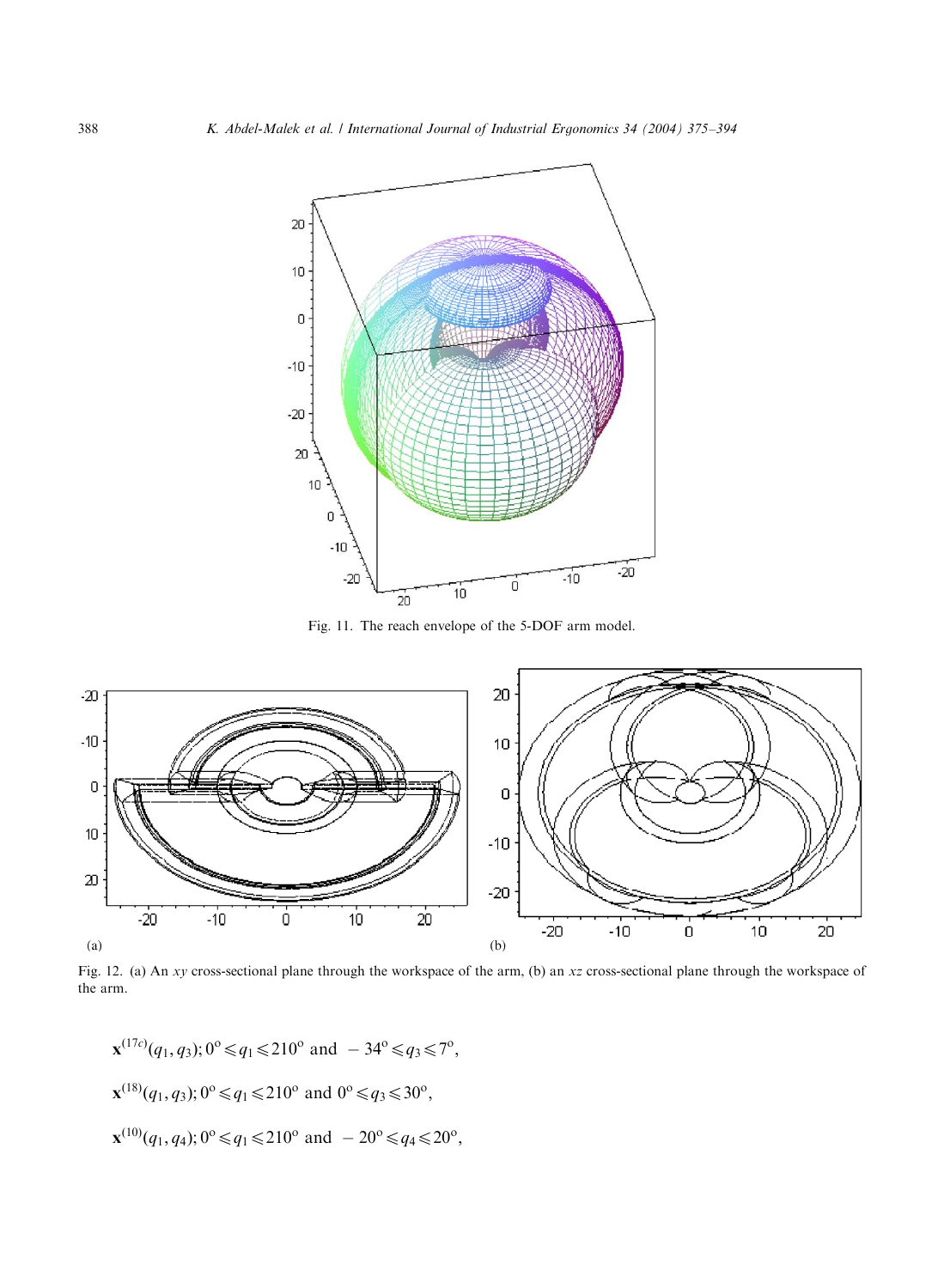Fig. 11. The reach envelope of the 5-DOF arm model.

Fig. 12. (a) An $xy$ cross-sectional plane through the workspace of the arm, (b) an $xz$ cross-sectional plane through the workspace of the arm.

$$\mathbf{x}^{(17c)}(q_1, q_3); 0^{\circ} \leqslant q_1 \leqslant 210^{\circ} \text{ and } -34^{\circ} \leqslant q_3 \leqslant 7^{\circ},$$

$$\mathbf{x}^{(18)}(q_1, q_3); 0^{\circ} \leqslant q_1 \leqslant 210^{\circ} \text{ and } 0^{\circ} \leqslant q_3 \leqslant 30^{\circ},$$

$$\mathbf{x}^{(10)}(q_1, q_4); 0^{\circ} \leqslant q_1 \leqslant 210^{\circ} \text{ and } -20^{\circ} \leqslant q_4 \leqslant 20^{\circ},$$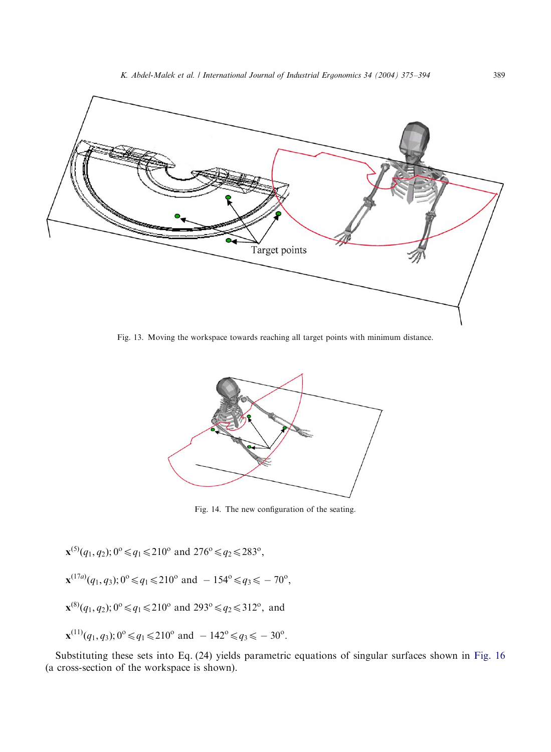Fig. 13. Moving the workspace towards reaching all target points with minimum distance.

Fig. 14. The new configuration of the seating.

$$\mathbf{x}^{(5)}(q_1, q_2);\, 0^{\circ} \leqslant q_1 \leqslant 210^{\circ} \text{ and } 276^{\circ} \leqslant q_2 \leqslant 283^{\circ},$$

$$\mathbf{x}^{(17a)}(q_1, q_3);\, 0^{\circ} \leqslant q_1 \leqslant 210^{\circ} \text{ and } -154^{\circ} \leqslant q_3 \leqslant -70^{\circ},$$

$$\mathbf{x}^{(8)}(q_1, q_2);\, 0^{\circ} \leqslant q_1 \leqslant 210^{\circ} \text{ and } 293^{\circ} \leqslant q_2 \leqslant 312^{\circ}, \text{ and}$$

$$\mathbf{x}^{(11)}(q_1, q_3);\, 0^{\circ} \leqslant q_1 \leqslant 210^{\circ} \text{ and } -142^{\circ} \leqslant q_3 \leqslant -30^{\circ}.$$

Substituting these sets into Eq. (24) yields parametric equations of singular surfaces shown in Fig. 16 (a cross-section of the workspace is shown).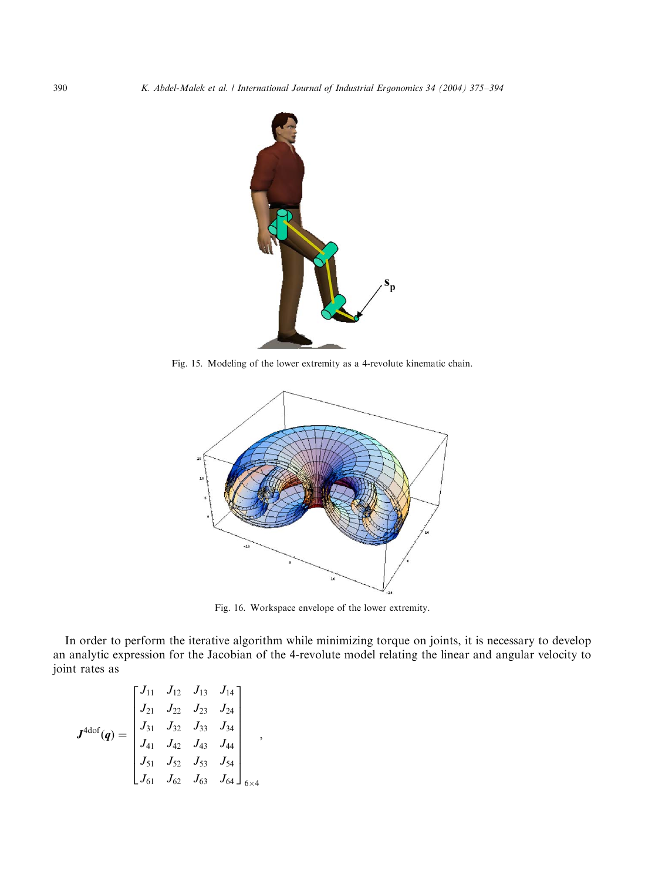Fig. 15. Modeling of the lower extremity as a 4-revolute kinematic chain.

Fig. 16. Workspace envelope of the lower extremity.

In order to perform the iterative algorithm while minimizing torque on joints, it is necessary to develop an analytic expression for the Jacobian of the 4-revolute model relating the linear and angular velocity to joint rates as

$$
\boldsymbol{J}^{4\text{dof}}(\boldsymbol{q}) = \begin{bmatrix} J_{11} & J_{12} & J_{13} & J_{14} \\ J_{21} & J_{22} & J_{23} & J_{24} \\ J_{31} & J_{32} & J_{33} & J_{34} \\ J_{41} & J_{42} & J_{43} & J_{44} \\ J_{51} & J_{52} & J_{53} & J_{54} \\ J_{61} & J_{62} & J_{63} & J_{64} \end{bmatrix}_{6\times 4},
$$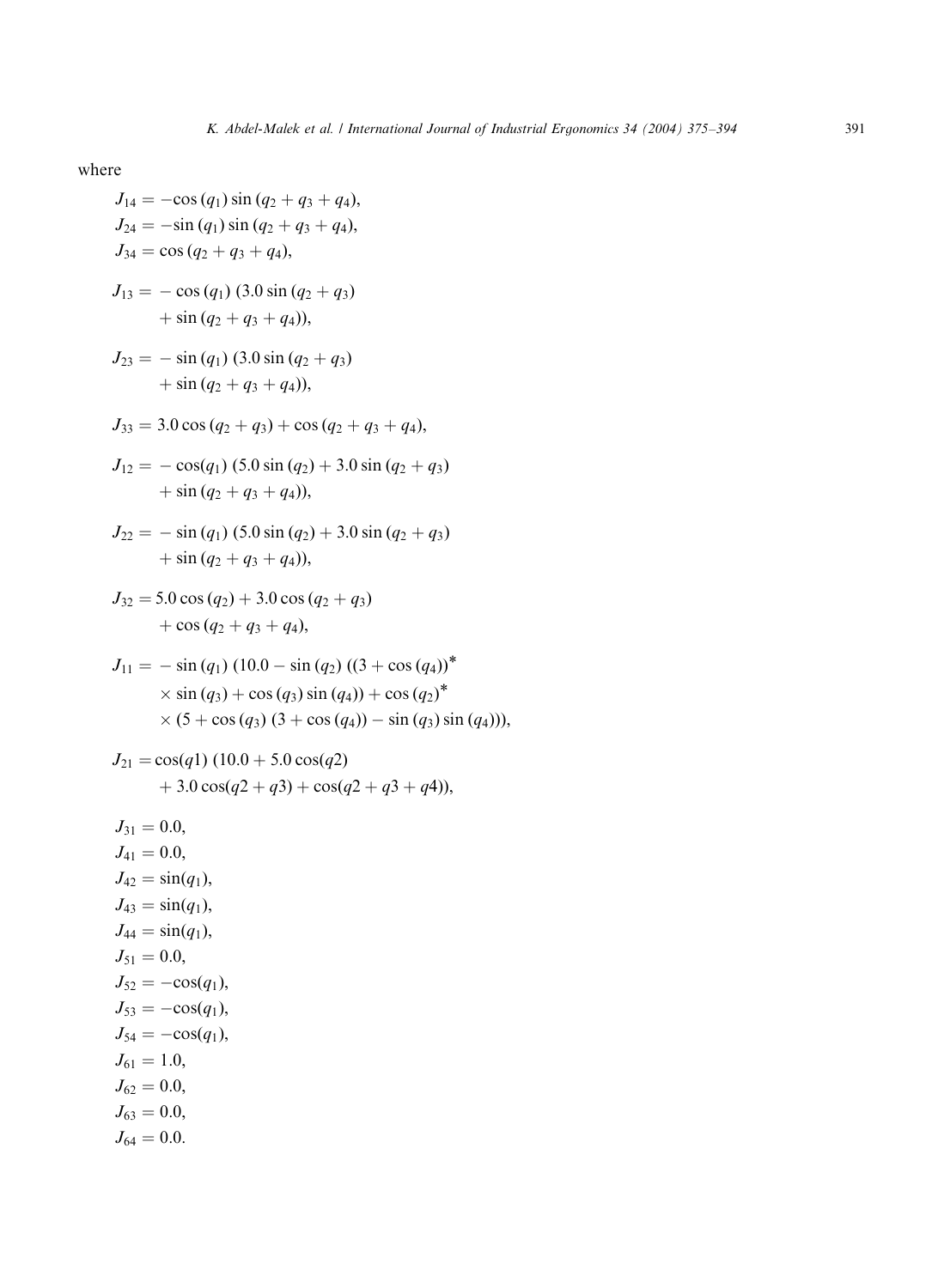where

$$J_{14} = -\cos(q_1)\sin(q_2+q_3+q_4),$$
$$J_{24} = -\sin(q_1)\sin(q_2+q_3+q_4),$$
$$J_{34} = \cos(q_2+q_3+q_4),$$

$$J_{13} = -\cos(q_1)\,(3.0\sin(q_2+q_3) + \sin(q_2+q_3+q_4)),$$

$$J_{23} = -\sin(q_1)\,(3.0\sin(q_2+q_3) + \sin(q_2+q_3+q_4)),$$

$$J_{33} = 3.0\cos(q_2+q_3) + \cos(q_2+q_3+q_4),$$

$$J_{12} = -\cos(q_1)\,(5.0\sin(q_2) + 3.0\sin(q_2+q_3) + \sin(q_2+q_3+q_4)),$$

$$J_{22} = -\sin(q_1)\,(5.0\sin(q_2) + 3.0\sin(q_2+q_3) + \sin(q_2+q_3+q_4)),$$

$$J_{32} = 5.0\cos(q_2) + 3.0\cos(q_2+q_3) + \cos(q_2+q_3+q_4),$$

$$J_{11} = -\sin(q_1)\,(10.0 - \sin(q_2)\,((3+\cos(q_4))^{*} \times \sin(q_3) + \cos(q_3)\sin(q_4)) + \cos(q_2)^{*} \times (5 + \cos(q_3)\,(3+\cos(q_4)) - \sin(q_3)\sin(q_4))),$$

$$J_{21} = \cos(q1)\,(10.0 + 5.0\cos(q2) + 3.0\cos(q2+q3) + \cos(q2+q3+q4)),$$

$$J_{31} = 0.0,$$
$$J_{41} = 0.0,$$
$$J_{42} = \sin(q_1),$$
$$J_{43} = \sin(q_1),$$
$$J_{44} = \sin(q_1),$$
$$J_{51} = 0.0,$$
$$J_{52} = -\cos(q_1),$$
$$J_{53} = -\cos(q_1),$$
$$J_{54} = -\cos(q_1),$$
$$J_{61} = 1.0,$$
$$J_{62} = 0.0,$$
$$J_{63} = 0.0,$$
$$J_{64} = 0.0.$$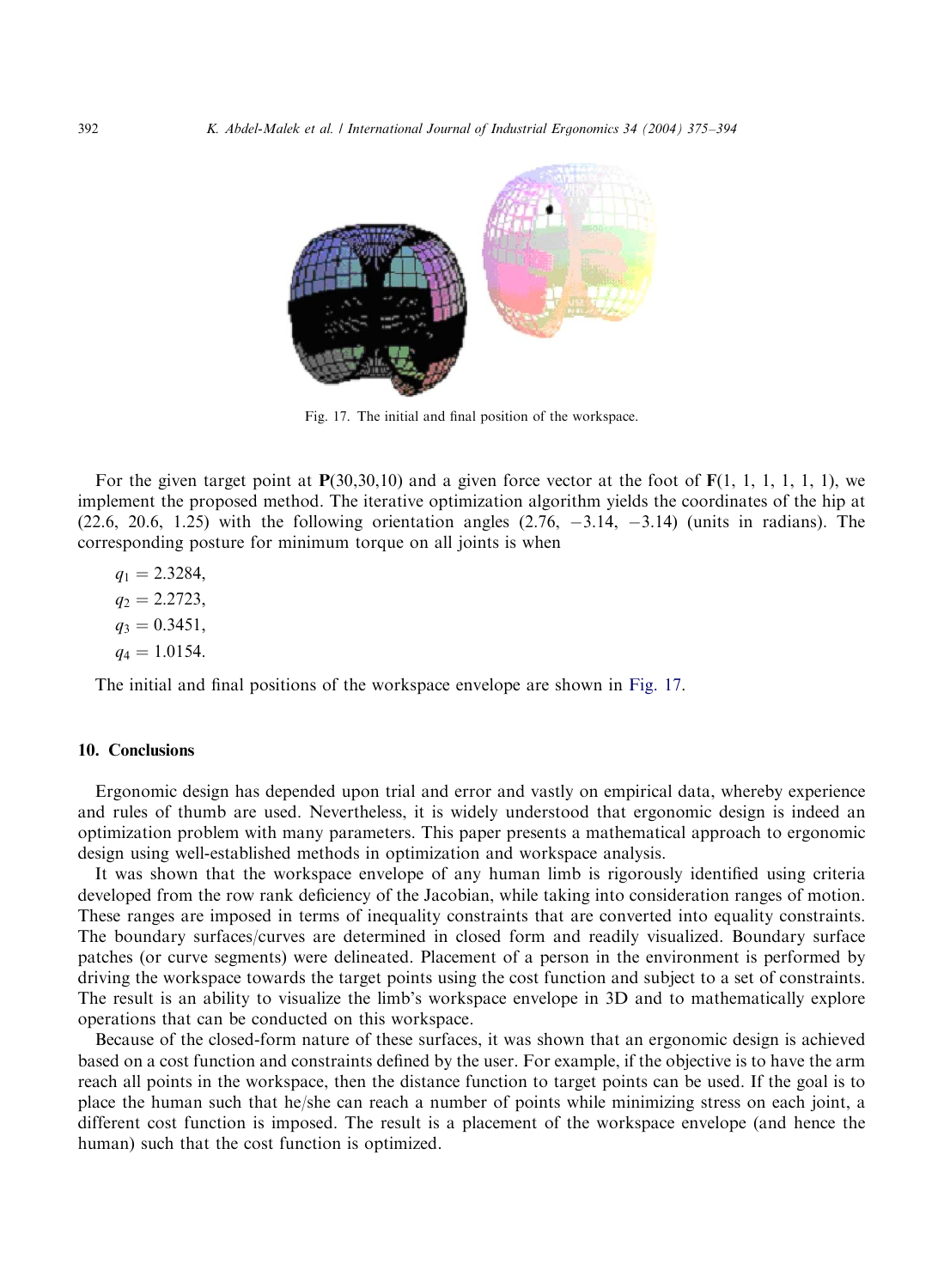Fig. 17. The initial and final position of the workspace.

For the given target point at **P**(30,30,10) and a given force vector at the foot of **F**(1, 1, 1, 1, 1, 1), we implement the proposed method. The iterative optimization algorithm yields the coordinates of the hip at (22.6, 20.6, 1.25) with the following orientation angles (2.76, −3.14, −3.14) (units in radians). The corresponding posture for minimum torque on all joints is when

$q_1 = 2.3284,$

$q_2 = 2.2723,$

$q_3 = 0.3451,$

$q_4 = 1.0154.$

The initial and final positions of the workspace envelope are shown in Fig. 17.

## 10. Conclusions

Ergonomic design has depended upon trial and error and vastly on empirical data, whereby experience and rules of thumb are used. Nevertheless, it is widely understood that ergonomic design is indeed an optimization problem with many parameters. This paper presents a mathematical approach to ergonomic design using well-established methods in optimization and workspace analysis.

It was shown that the workspace envelope of any human limb is rigorously identified using criteria developed from the row rank deficiency of the Jacobian, while taking into consideration ranges of motion. These ranges are imposed in terms of inequality constraints that are converted into equality constraints. The boundary surfaces/curves are determined in closed form and readily visualized. Boundary surface patches (or curve segments) were delineated. Placement of a person in the environment is performed by driving the workspace towards the target points using the cost function and subject to a set of constraints. The result is an ability to visualize the limb's workspace envelope in 3D and to mathematically explore operations that can be conducted on this workspace.

Because of the closed-form nature of these surfaces, it was shown that an ergonomic design is achieved based on a cost function and constraints defined by the user. For example, if the objective is to have the arm reach all points in the workspace, then the distance function to target points can be used. If the goal is to place the human such that he/she can reach a number of points while minimizing stress on each joint, a different cost function is imposed. The result is a placement of the workspace envelope (and hence the human) such that the cost function is optimized.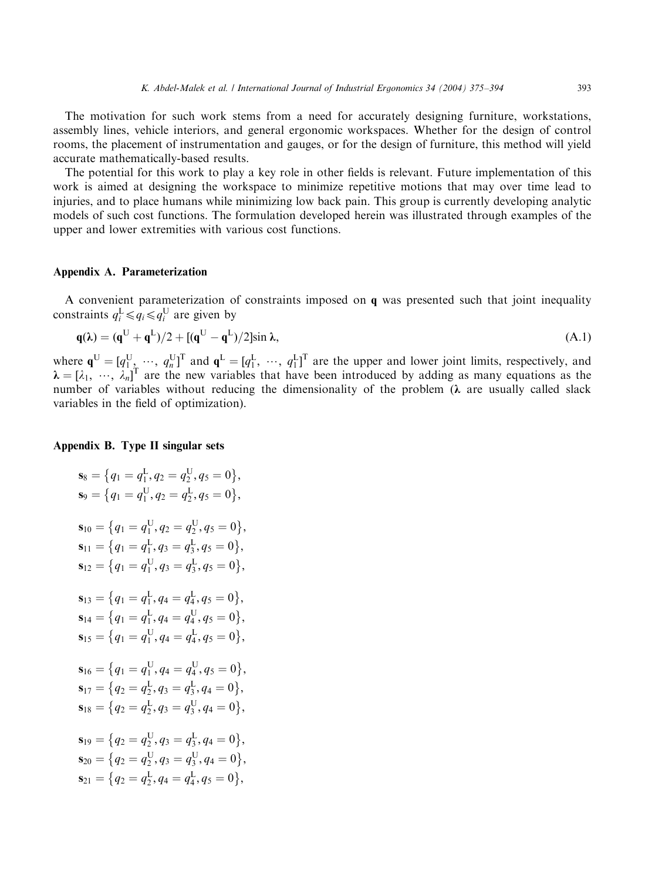The motivation for such work stems from a need for accurately designing furniture, workstations, assembly lines, vehicle interiors, and general ergonomic workspaces. Whether for the design of control rooms, the placement of instrumentation and gauges, or for the design of furniture, this method will yield accurate mathematically-based results.

The potential for this work to play a key role in other fields is relevant. Future implementation of this work is aimed at designing the workspace to minimize repetitive motions that may over time lead to injuries, and to place humans while minimizing low back pain. This group is currently developing analytic models of such cost functions. The formulation developed herein was illustrated through examples of the upper and lower extremities with various cost functions.

## Appendix A. Parameterization

A convenient parameterization of constraints imposed on $\mathbf{q}$ was presented such that joint inequality constraints $q_i^{\mathrm{L}} \leqslant q_i \leqslant q_i^{\mathrm{U}}$ are given by

$$\mathbf{q}(\boldsymbol{\lambda}) = (\mathbf{q}^{\mathrm{U}} + \mathbf{q}^{\mathrm{L}})/2 + [(\mathbf{q}^{\mathrm{U}} - \mathbf{q}^{\mathrm{L}})/2]\sin \boldsymbol{\lambda}, \tag{A.1}$$

where $\mathbf{q}^{\mathrm{U}} = [q_1^{\mathrm{U}}, \ \cdots, \ q_n^{\mathrm{U}}]^{\mathrm{T}}$ and $\mathbf{q}^{\mathrm{L}} = [q_1^{\mathrm{L}}, \ \cdots, \ q_1^{\mathrm{L}}]^{\mathrm{T}}$ are the upper and lower joint limits, respectively, and $\boldsymbol{\lambda} = [\lambda_1, \ \cdots, \ \lambda_n]^{\mathrm{T}}$ are the new variables that have been introduced by adding as many equations as the number of variables without reducing the dimensionality of the problem ($\boldsymbol{\lambda}$ are usually called slack variables in the field of optimization).

## Appendix B. Type II singular sets

$$\mathbf{s}_8 = \{q_1 = q_1^{\mathrm{L}}, q_2 = q_2^{\mathrm{U}}, q_5 = 0\},$$
$$\mathbf{s}_9 = \{q_1 = q_1^{\mathrm{U}}, q_2 = q_2^{\mathrm{L}}, q_5 = 0\},$$

$$\mathbf{s}_{10} = \{q_1 = q_1^{\mathrm{U}}, q_2 = q_2^{\mathrm{U}}, q_5 = 0\},$$
$$\mathbf{s}_{11} = \{q_1 = q_1^{\mathrm{L}}, q_3 = q_3^{\mathrm{L}}, q_5 = 0\},$$
$$\mathbf{s}_{12} = \{q_1 = q_1^{\mathrm{U}}, q_3 = q_3^{\mathrm{L}}, q_5 = 0\},$$

$$\mathbf{s}_{13} = \{q_1 = q_1^{\mathrm{L}}, q_4 = q_4^{\mathrm{L}}, q_5 = 0\},$$
$$\mathbf{s}_{14} = \{q_1 = q_1^{\mathrm{L}}, q_4 = q_4^{\mathrm{U}}, q_5 = 0\},$$
$$\mathbf{s}_{15} = \{q_1 = q_1^{\mathrm{U}}, q_4 = q_4^{\mathrm{L}}, q_5 = 0\},$$

$$\mathbf{s}_{16} = \{q_1 = q_1^{\mathrm{U}}, q_4 = q_4^{\mathrm{U}}, q_5 = 0\},$$
$$\mathbf{s}_{17} = \{q_2 = q_2^{\mathrm{L}}, q_3 = q_3^{\mathrm{L}}, q_4 = 0\},$$
$$\mathbf{s}_{18} = \{q_2 = q_2^{\mathrm{L}}, q_3 = q_3^{\mathrm{U}}, q_4 = 0\},$$

$$\mathbf{s}_{19} = \{q_2 = q_2^{\mathrm{U}}, q_3 = q_3^{\mathrm{L}}, q_4 = 0\},$$
$$\mathbf{s}_{20} = \{q_2 = q_2^{\mathrm{U}}, q_3 = q_3^{\mathrm{U}}, q_4 = 0\},$$
$$\mathbf{s}_{21} = \{q_2 = q_2^{\mathrm{L}}, q_4 = q_4^{\mathrm{L}}, q_5 = 0\},$$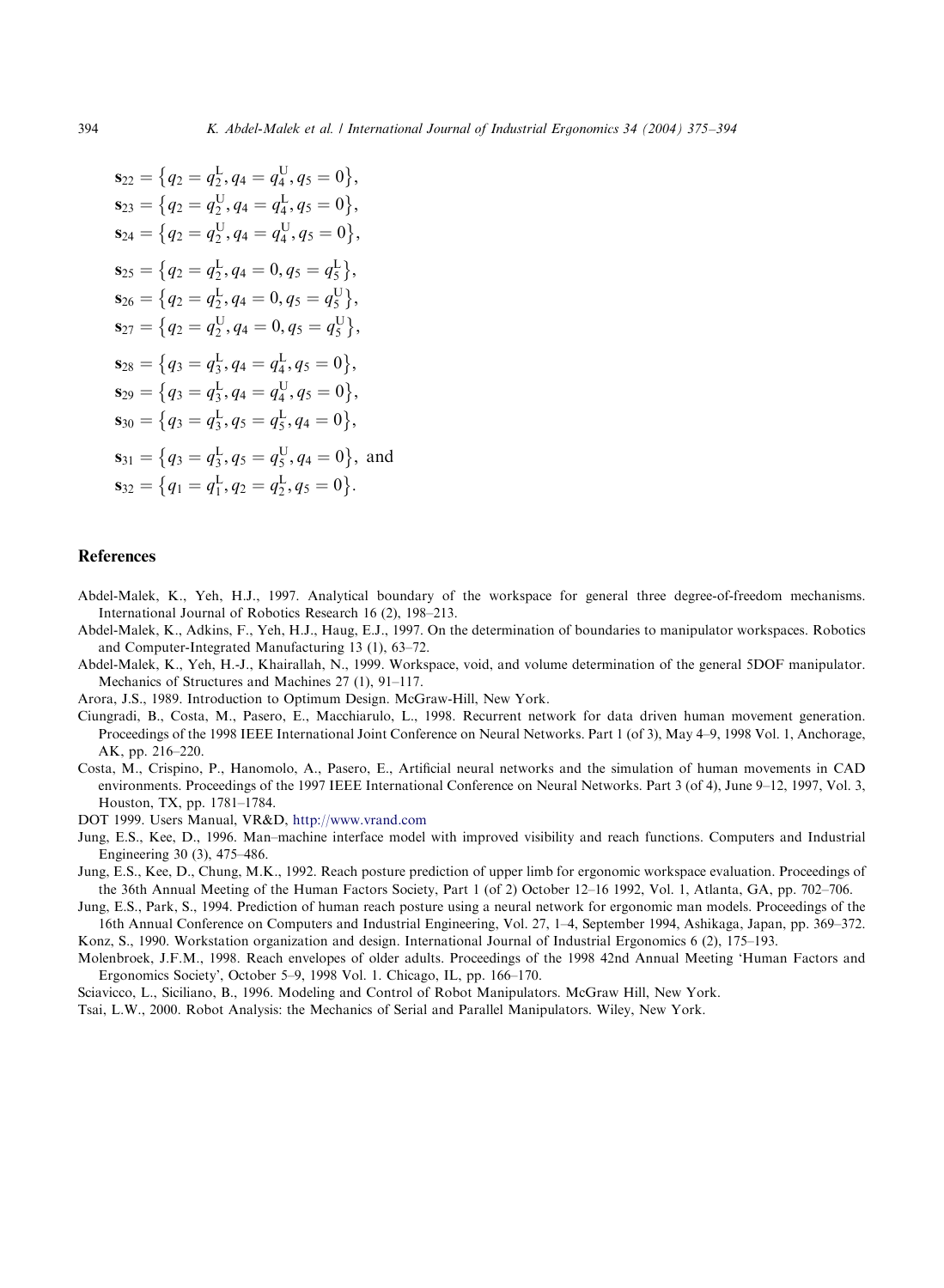$$\mathbf{s}_{22} = \{q_2 = q_2^{\mathrm{L}}, q_4 = q_4^{\mathrm{U}}, q_5 = 0\},$$
$$\mathbf{s}_{23} = \{q_2 = q_2^{\mathrm{U}}, q_4 = q_4^{\mathrm{L}}, q_5 = 0\},$$
$$\mathbf{s}_{24} = \{q_2 = q_2^{\mathrm{U}}, q_4 = q_4^{\mathrm{U}}, q_5 = 0\},$$
$$\mathbf{s}_{25} = \{q_2 = q_2^{\mathrm{L}}, q_4 = 0, q_5 = q_5^{\mathrm{L}}\},$$
$$\mathbf{s}_{26} = \{q_2 = q_2^{\mathrm{L}}, q_4 = 0, q_5 = q_5^{\mathrm{U}}\},$$
$$\mathbf{s}_{27} = \{q_2 = q_2^{\mathrm{U}}, q_4 = 0, q_5 = q_5^{\mathrm{U}}\},$$
$$\mathbf{s}_{28} = \{q_3 = q_3^{\mathrm{L}}, q_4 = q_4^{\mathrm{L}}, q_5 = 0\},$$
$$\mathbf{s}_{29} = \{q_3 = q_3^{\mathrm{L}}, q_4 = q_4^{\mathrm{U}}, q_5 = 0\},$$
$$\mathbf{s}_{30} = \{q_3 = q_3^{\mathrm{L}}, q_5 = q_5^{\mathrm{L}}, q_4 = 0\},$$
$$\mathbf{s}_{31} = \{q_3 = q_3^{\mathrm{L}}, q_5 = q_5^{\mathrm{U}}, q_4 = 0\}, \text{ and}$$
$$\mathbf{s}_{32} = \{q_1 = q_1^{\mathrm{L}}, q_2 = q_2^{\mathrm{L}}, q_5 = 0\}.$$

## References

Abdel-Malek, K., Yeh, H.J., 1997. Analytical boundary of the workspace for general three degree-of-freedom mechanisms. International Journal of Robotics Research 16 (2), 198–213.

Abdel-Malek, K., Adkins, F., Yeh, H.J., Haug, E.J., 1997. On the determination of boundaries to manipulator workspaces. Robotics and Computer-Integrated Manufacturing 13 (1), 63–72.

Abdel-Malek, K., Yeh, H.-J., Khairallah, N., 1999. Workspace, void, and volume determination of the general 5DOF manipulator. Mechanics of Structures and Machines 27 (1), 91–117.

Arora, J.S., 1989. Introduction to Optimum Design. McGraw-Hill, New York.

Ciungradi, B., Costa, M., Pasero, E., Macchiarulo, L., 1998. Recurrent network for data driven human movement generation. Proceedings of the 1998 IEEE International Joint Conference on Neural Networks. Part 1 (of 3), May 4–9, 1998 Vol. 1, Anchorage, AK, pp. 216–220.

Costa, M., Crispino, P., Hanomolo, A., Pasero, E., Artificial neural networks and the simulation of human movements in CAD environments. Proceedings of the 1997 IEEE International Conference on Neural Networks. Part 3 (of 4), June 9–12, 1997, Vol. 3, Houston, TX, pp. 1781–1784.

DOT 1999. Users Manual, VR&D, http://www.vrand.com

Jung, E.S., Kee, D., 1996. Man–machine interface model with improved visibility and reach functions. Computers and Industrial Engineering 30 (3), 475–486.

Jung, E.S., Kee, D., Chung, M.K., 1992. Reach posture prediction of upper limb for ergonomic workspace evaluation. Proceedings of the 36th Annual Meeting of the Human Factors Society, Part 1 (of 2) October 12–16 1992, Vol. 1, Atlanta, GA, pp. 702–706.

Jung, E.S., Park, S., 1994. Prediction of human reach posture using a neural network for ergonomic man models. Proceedings of the 16th Annual Conference on Computers and Industrial Engineering, Vol. 27, 1–4, September 1994, Ashikaga, Japan, pp. 369–372.

Konz, S., 1990. Workstation organization and design. International Journal of Industrial Ergonomics 6 (2), 175–193.

Molenbroek, J.F.M., 1998. Reach envelopes of older adults. Proceedings of the 1998 42nd Annual Meeting 'Human Factors and Ergonomics Society', October 5–9, 1998 Vol. 1. Chicago, IL, pp. 166–170.

Sciavicco, L., Siciliano, B., 1996. Modeling and Control of Robot Manipulators. McGraw Hill, New York.

Tsai, L.W., 2000. Robot Analysis: the Mechanics of Serial and Parallel Manipulators. Wiley, New York.